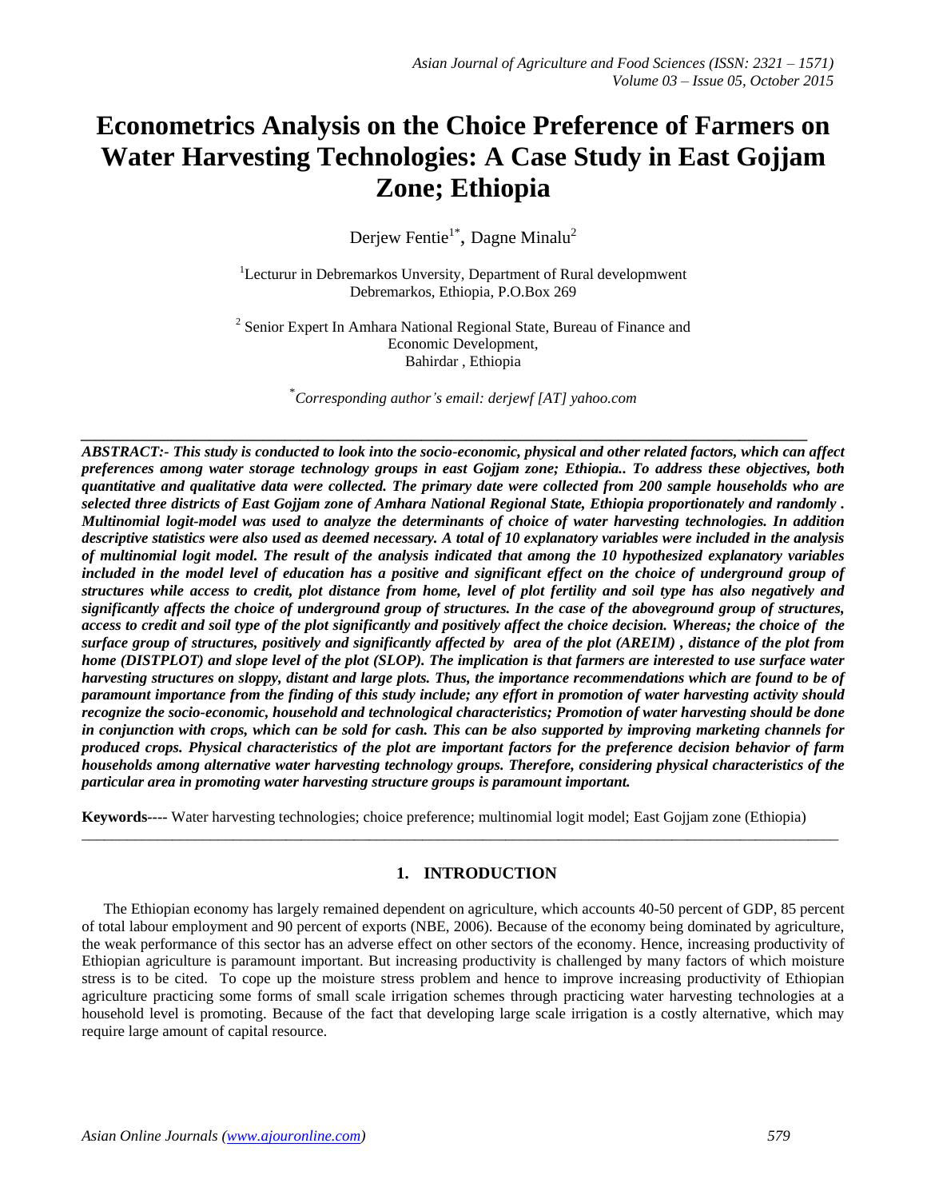# Econometrics Analysis on the Choice Preference of Farmers on Water Harvesting Technologies: A Case Study in East Gojjam Zone; Ethiopia

Derjew Fentie[1*], Dagne Minalu[2]

[1]Lecturur in Debremarkos Unversity, Department of Rural developmwent Debremarkos, Ethiopia, P.O.Box 269

[2] Senior Expert In Amhara National Regional State, Bureau of Finance and Economic Development, Bahirdar , Ethiopia

*[*]Corresponding author's email: derjewf [AT] yahoo.com*

---

***ABSTRACT:- This study is conducted to look into the socio-economic, physical and other related factors, which can affect preferences among water storage technology groups in east Gojjam zone; Ethiopia.. To address these objectives, both quantitative and qualitative data were collected. The primary date were collected from 200 sample households who are selected three districts of East Gojjam zone of Amhara National Regional State, Ethiopia proportionately and randomly . Multinomial logit-model was used to analyze the determinants of choice of water harvesting technologies. In addition descriptive statistics were also used as deemed necessary. A total of 10 explanatory variables were included in the analysis of multinomial logit model. The result of the analysis indicated that among the 10 hypothesized explanatory variables included in the model level of education has a positive and significant effect on the choice of underground group of structures while access to credit, plot distance from home, level of plot fertility and soil type has also negatively and significantly affects the choice of underground group of structures. In the case of the aboveground group of structures, access to credit and soil type of the plot significantly and positively affect the choice decision. Whereas; the choice of the surface group of structures, positively and significantly affected by area of the plot (AREIM) , distance of the plot from home (DISTPLOT) and slope level of the plot (SLOP). The implication is that farmers are interested to use surface water harvesting structures on sloppy, distant and large plots. Thus, the importance recommendations which are found to be of paramount importance from the finding of this study include; any effort in promotion of water harvesting activity should recognize the socio-economic, household and technological characteristics; Promotion of water harvesting should be done in conjunction with crops, which can be sold for cash. This can be also supported by improving marketing channels for produced crops. Physical characteristics of the plot are important factors for the preference decision behavior of farm households among alternative water harvesting technology groups. Therefore, considering physical characteristics of the particular area in promoting water harvesting structure groups is paramount important.***

**Keywords----** Water harvesting technologies; choice preference; multinomial logit model; East Gojjam zone (Ethiopia)

---

## 1. INTRODUCTION

The Ethiopian economy has largely remained dependent on agriculture, which accounts 40-50 percent of GDP, 85 percent of total labour employment and 90 percent of exports (NBE, 2006). Because of the economy being dominated by agriculture, the weak performance of this sector has an adverse effect on other sectors of the economy. Hence, increasing productivity of Ethiopian agriculture is paramount important. But increasing productivity is challenged by many factors of which moisture stress is to be cited. To cope up the moisture stress problem and hence to improve increasing productivity of Ethiopian agriculture practicing some forms of small scale irrigation schemes through practicing water harvesting technologies at a household level is promoting. Because of the fact that developing large scale irrigation is a costly alternative, which may require large amount of capital resource.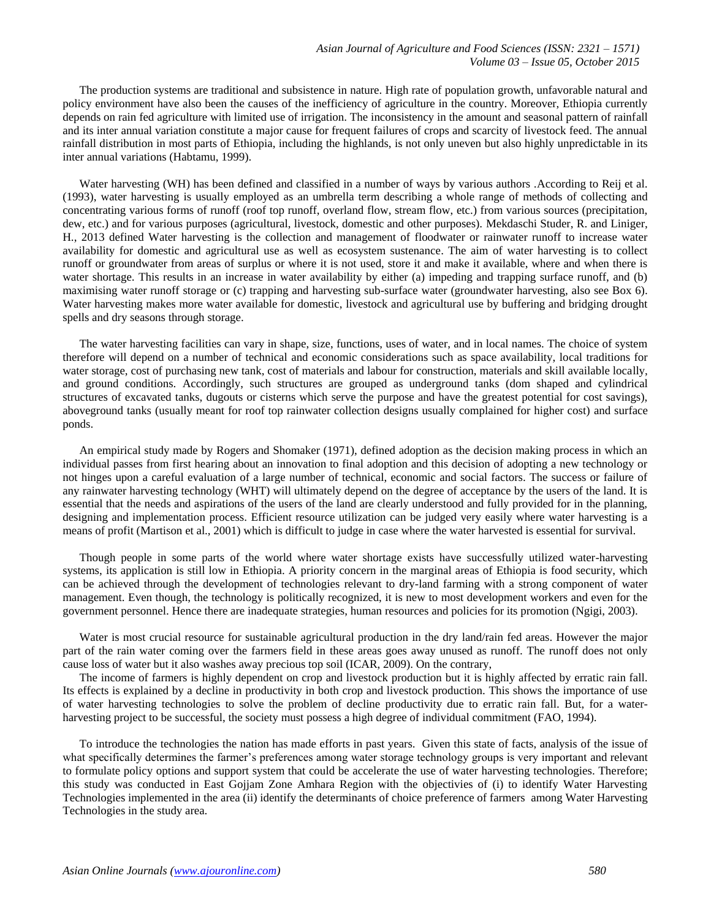The production systems are traditional and subsistence in nature. High rate of population growth, unfavorable natural and policy environment have also been the causes of the inefficiency of agriculture in the country. Moreover, Ethiopia currently depends on rain fed agriculture with limited use of irrigation. The inconsistency in the amount and seasonal pattern of rainfall and its inter annual variation constitute a major cause for frequent failures of crops and scarcity of livestock feed. The annual rainfall distribution in most parts of Ethiopia, including the highlands, is not only uneven but also highly unpredictable in its inter annual variations (Habtamu, 1999).

Water harvesting (WH) has been defined and classified in a number of ways by various authors .According to Reij et al. (1993), water harvesting is usually employed as an umbrella term describing a whole range of methods of collecting and concentrating various forms of runoff (roof top runoff, overland flow, stream flow, etc.) from various sources (precipitation, dew, etc.) and for various purposes (agricultural, livestock, domestic and other purposes). Mekdaschi Studer, R. and Liniger, H., 2013 defined Water harvesting is the collection and management of floodwater or rainwater runoff to increase water availability for domestic and agricultural use as well as ecosystem sustenance. The aim of water harvesting is to collect runoff or groundwater from areas of surplus or where it is not used, store it and make it available, where and when there is water shortage. This results in an increase in water availability by either (a) impeding and trapping surface runoff, and (b) maximising water runoff storage or (c) trapping and harvesting sub-surface water (groundwater harvesting, also see Box 6). Water harvesting makes more water available for domestic, livestock and agricultural use by buffering and bridging drought spells and dry seasons through storage.

The water harvesting facilities can vary in shape, size, functions, uses of water, and in local names. The choice of system therefore will depend on a number of technical and economic considerations such as space availability, local traditions for water storage, cost of purchasing new tank, cost of materials and labour for construction, materials and skill available locally, and ground conditions. Accordingly, such structures are grouped as underground tanks (dom shaped and cylindrical structures of excavated tanks, dugouts or cisterns which serve the purpose and have the greatest potential for cost savings), aboveground tanks (usually meant for roof top rainwater collection designs usually complained for higher cost) and surface ponds.

An empirical study made by Rogers and Shomaker (1971), defined adoption as the decision making process in which an individual passes from first hearing about an innovation to final adoption and this decision of adopting a new technology or not hinges upon a careful evaluation of a large number of technical, economic and social factors. The success or failure of any rainwater harvesting technology (WHT) will ultimately depend on the degree of acceptance by the users of the land. It is essential that the needs and aspirations of the users of the land are clearly understood and fully provided for in the planning, designing and implementation process. Efficient resource utilization can be judged very easily where water harvesting is a means of profit (Martison et al., 2001) which is difficult to judge in case where the water harvested is essential for survival.

Though people in some parts of the world where water shortage exists have successfully utilized water-harvesting systems, its application is still low in Ethiopia. A priority concern in the marginal areas of Ethiopia is food security, which can be achieved through the development of technologies relevant to dry-land farming with a strong component of water management. Even though, the technology is politically recognized, it is new to most development workers and even for the government personnel. Hence there are inadequate strategies, human resources and policies for its promotion (Ngigi, 2003).

Water is most crucial resource for sustainable agricultural production in the dry land/rain fed areas. However the major part of the rain water coming over the farmers field in these areas goes away unused as runoff. The runoff does not only cause loss of water but it also washes away precious top soil (ICAR, 2009). On the contrary,

The income of farmers is highly dependent on crop and livestock production but it is highly affected by erratic rain fall. Its effects is explained by a decline in productivity in both crop and livestock production. This shows the importance of use of water harvesting technologies to solve the problem of decline productivity due to erratic rain fall. But, for a water-harvesting project to be successful, the society must possess a high degree of individual commitment (FAO, 1994).

To introduce the technologies the nation has made efforts in past years. Given this state of facts, analysis of the issue of what specifically determines the farmer's preferences among water storage technology groups is very important and relevant to formulate policy options and support system that could be accelerate the use of water harvesting technologies. Therefore; this study was conducted in East Gojjam Zone Amhara Region with the objectivies of (i) to identify Water Harvesting Technologies implemented in the area (ii) identify the determinants of choice preference of farmers among Water Harvesting Technologies in the study area.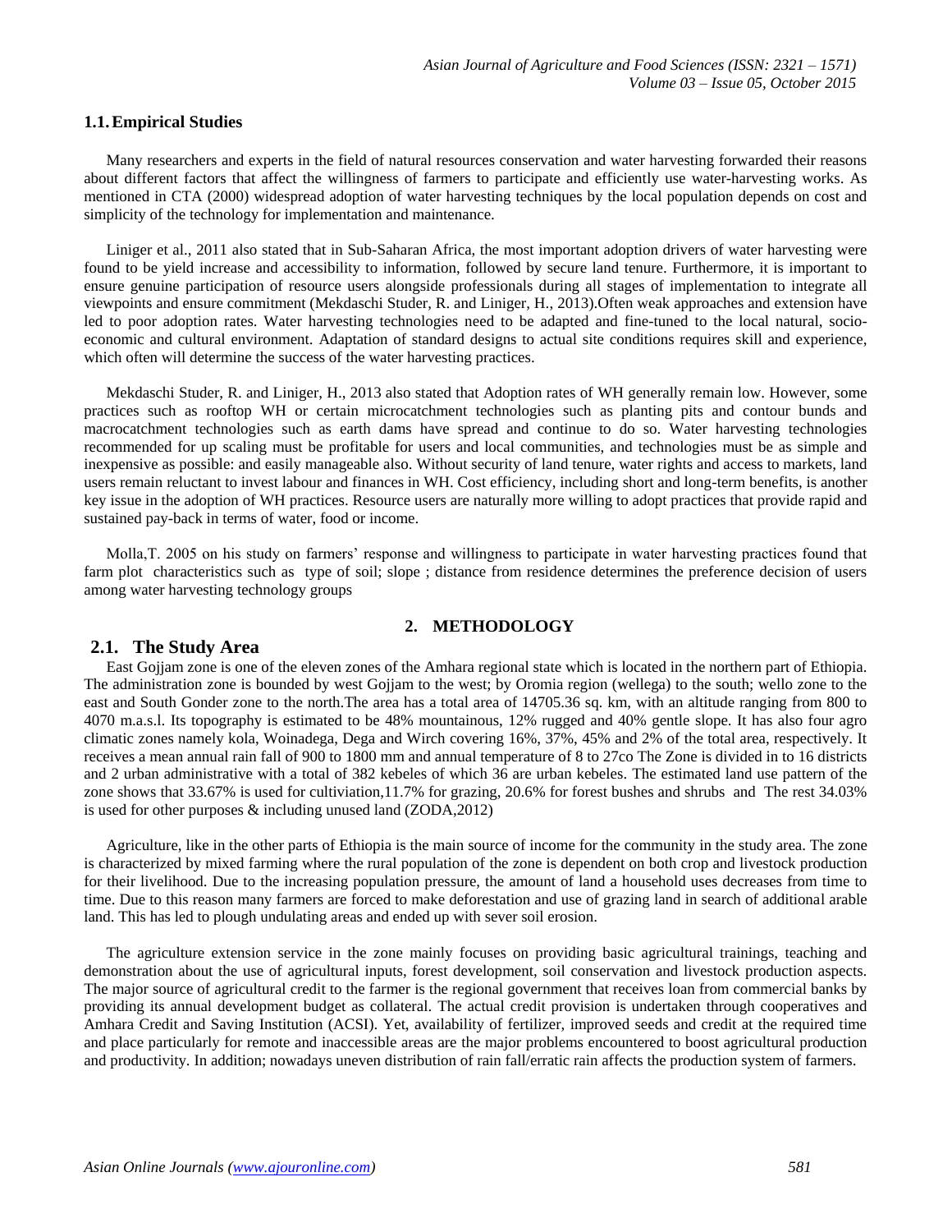### 1.1. Empirical Studies

Many researchers and experts in the field of natural resources conservation and water harvesting forwarded their reasons about different factors that affect the willingness of farmers to participate and efficiently use water-harvesting works. As mentioned in CTA (2000) widespread adoption of water harvesting techniques by the local population depends on cost and simplicity of the technology for implementation and maintenance.

Liniger et al., 2011 also stated that in Sub-Saharan Africa, the most important adoption drivers of water harvesting were found to be yield increase and accessibility to information, followed by secure land tenure. Furthermore, it is important to ensure genuine participation of resource users alongside professionals during all stages of implementation to integrate all viewpoints and ensure commitment (Mekdaschi Studer, R. and Liniger, H., 2013).Often weak approaches and extension have led to poor adoption rates. Water harvesting technologies need to be adapted and fine-tuned to the local natural, socio-economic and cultural environment. Adaptation of standard designs to actual site conditions requires skill and experience, which often will determine the success of the water harvesting practices.

Mekdaschi Studer, R. and Liniger, H., 2013 also stated that Adoption rates of WH generally remain low. However, some practices such as rooftop WH or certain microcatchment technologies such as planting pits and contour bunds and macrocatchment technologies such as earth dams have spread and continue to do so. Water harvesting technologies recommended for up scaling must be profitable for users and local communities, and technologies must be as simple and inexpensive as possible: and easily manageable also. Without security of land tenure, water rights and access to markets, land users remain reluctant to invest labour and finances in WH. Cost efficiency, including short and long-term benefits, is another key issue in the adoption of WH practices. Resource users are naturally more willing to adopt practices that provide rapid and sustained pay-back in terms of water, food or income.

Molla,T. 2005 on his study on farmers' response and willingness to participate in water harvesting practices found that farm plot characteristics such as type of soil; slope ; distance from residence determines the preference decision of users among water harvesting technology groups

## 2. METHODOLOGY

### 2.1. The Study Area

East Gojjam zone is one of the eleven zones of the Amhara regional state which is located in the northern part of Ethiopia. The administration zone is bounded by west Gojjam to the west; by Oromia region (wellega) to the south; wello zone to the east and South Gonder zone to the north.The area has a total area of 14705.36 sq. km, with an altitude ranging from 800 to 4070 m.a.s.l. Its topography is estimated to be 48% mountainous, 12% rugged and 40% gentle slope. It has also four agro climatic zones namely kola, Woinadega, Dega and Wirch covering 16%, 37%, 45% and 2% of the total area, respectively. It receives a mean annual rain fall of 900 to 1800 mm and annual temperature of 8 to 27co The Zone is divided in to 16 districts and 2 urban administrative with a total of 382 kebeles of which 36 are urban kebeles. The estimated land use pattern of the zone shows that 33.67% is used for cultiviation,11.7% for grazing, 20.6% for forest bushes and shrubs and The rest 34.03% is used for other purposes & including unused land (ZODA,2012)

Agriculture, like in the other parts of Ethiopia is the main source of income for the community in the study area. The zone is characterized by mixed farming where the rural population of the zone is dependent on both crop and livestock production for their livelihood. Due to the increasing population pressure, the amount of land a household uses decreases from time to time. Due to this reason many farmers are forced to make deforestation and use of grazing land in search of additional arable land. This has led to plough undulating areas and ended up with sever soil erosion.

The agriculture extension service in the zone mainly focuses on providing basic agricultural trainings, teaching and demonstration about the use of agricultural inputs, forest development, soil conservation and livestock production aspects. The major source of agricultural credit to the farmer is the regional government that receives loan from commercial banks by providing its annual development budget as collateral. The actual credit provision is undertaken through cooperatives and Amhara Credit and Saving Institution (ACSI). Yet, availability of fertilizer, improved seeds and credit at the required time and place particularly for remote and inaccessible areas are the major problems encountered to boost agricultural production and productivity. In addition; nowadays uneven distribution of rain fall/erratic rain affects the production system of farmers.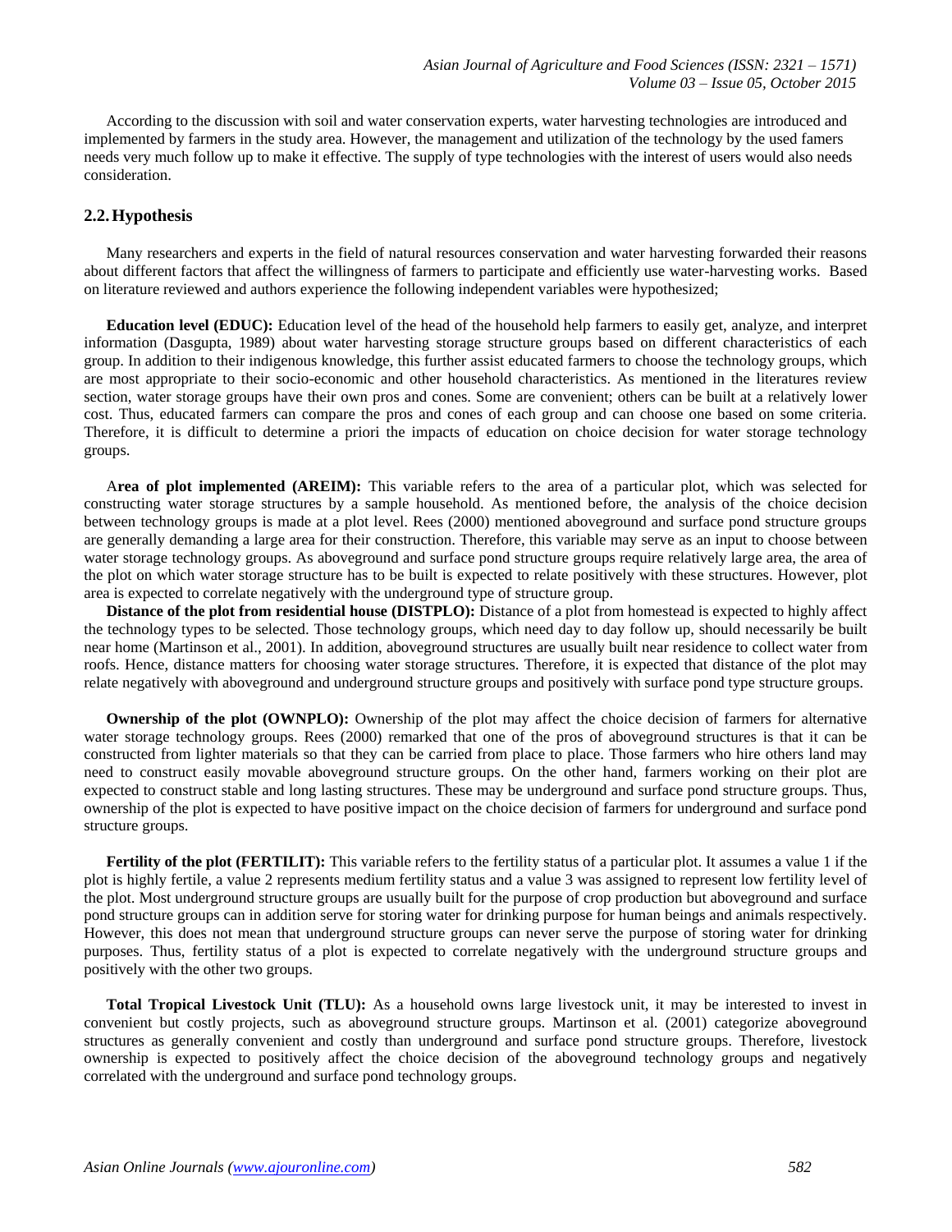According to the discussion with soil and water conservation experts, water harvesting technologies are introduced and implemented by farmers in the study area. However, the management and utilization of the technology by the used famers needs very much follow up to make it effective. The supply of type technologies with the interest of users would also needs consideration.

## 2.2. Hypothesis

Many researchers and experts in the field of natural resources conservation and water harvesting forwarded their reasons about different factors that affect the willingness of farmers to participate and efficiently use water-harvesting works. Based on literature reviewed and authors experience the following independent variables were hypothesized;

**Education level (EDUC):** Education level of the head of the household help farmers to easily get, analyze, and interpret information (Dasgupta, 1989) about water harvesting storage structure groups based on different characteristics of each group. In addition to their indigenous knowledge, this further assist educated farmers to choose the technology groups, which are most appropriate to their socio-economic and other household characteristics. As mentioned in the literatures review section, water storage groups have their own pros and cones. Some are convenient; others can be built at a relatively lower cost. Thus, educated farmers can compare the pros and cones of each group and can choose one based on some criteria. Therefore, it is difficult to determine a priori the impacts of education on choice decision for water storage technology groups.

**Area of plot implemented (AREIM):** This variable refers to the area of a particular plot, which was selected for constructing water storage structures by a sample household. As mentioned before, the analysis of the choice decision between technology groups is made at a plot level. Rees (2000) mentioned aboveground and surface pond structure groups are generally demanding a large area for their construction. Therefore, this variable may serve as an input to choose between water storage technology groups. As aboveground and surface pond structure groups require relatively large area, the area of the plot on which water storage structure has to be built is expected to relate positively with these structures. However, plot area is expected to correlate negatively with the underground type of structure group.

**Distance of the plot from residential house (DISTPLO):** Distance of a plot from homestead is expected to highly affect the technology types to be selected. Those technology groups, which need day to day follow up, should necessarily be built near home (Martinson et al., 2001). In addition, aboveground structures are usually built near residence to collect water from roofs. Hence, distance matters for choosing water storage structures. Therefore, it is expected that distance of the plot may relate negatively with aboveground and underground structure groups and positively with surface pond type structure groups.

**Ownership of the plot (OWNPLO):** Ownership of the plot may affect the choice decision of farmers for alternative water storage technology groups. Rees (2000) remarked that one of the pros of aboveground structures is that it can be constructed from lighter materials so that they can be carried from place to place. Those farmers who hire others land may need to construct easily movable aboveground structure groups. On the other hand, farmers working on their plot are expected to construct stable and long lasting structures. These may be underground and surface pond structure groups. Thus, ownership of the plot is expected to have positive impact on the choice decision of farmers for underground and surface pond structure groups.

**Fertility of the plot (FERTILIT):** This variable refers to the fertility status of a particular plot. It assumes a value 1 if the plot is highly fertile, a value 2 represents medium fertility status and a value 3 was assigned to represent low fertility level of the plot. Most underground structure groups are usually built for the purpose of crop production but aboveground and surface pond structure groups can in addition serve for storing water for drinking purpose for human beings and animals respectively. However, this does not mean that underground structure groups can never serve the purpose of storing water for drinking purposes. Thus, fertility status of a plot is expected to correlate negatively with the underground structure groups and positively with the other two groups.

**Total Tropical Livestock Unit (TLU):** As a household owns large livestock unit, it may be interested to invest in convenient but costly projects, such as aboveground structure groups. Martinson et al. (2001) categorize aboveground structures as generally convenient and costly than underground and surface pond structure groups. Therefore, livestock ownership is expected to positively affect the choice decision of the aboveground technology groups and negatively correlated with the underground and surface pond technology groups.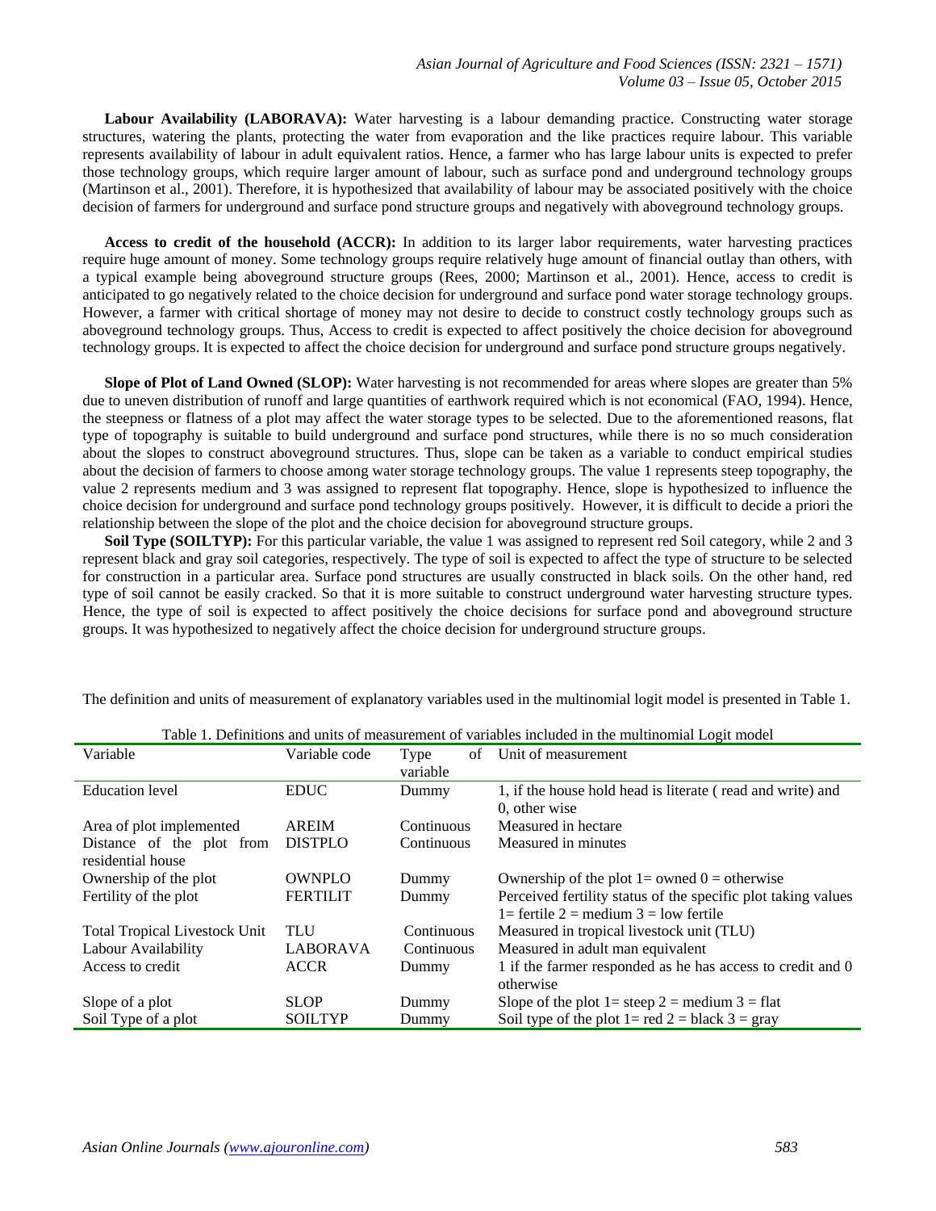**Labour Availability (LABORAVA):** Water harvesting is a labour demanding practice. Constructing water storage structures, watering the plants, protecting the water from evaporation and the like practices require labour. This variable represents availability of labour in adult equivalent ratios. Hence, a farmer who has large labour units is expected to prefer those technology groups, which require larger amount of labour, such as surface pond and underground technology groups (Martinson et al., 2001). Therefore, it is hypothesized that availability of labour may be associated positively with the choice decision of farmers for underground and surface pond structure groups and negatively with aboveground technology groups.

**Access to credit of the household (ACCR):** In addition to its larger labor requirements, water harvesting practices require huge amount of money. Some technology groups require relatively huge amount of financial outlay than others, with a typical example being aboveground structure groups (Rees, 2000; Martinson et al., 2001). Hence, access to credit is anticipated to go negatively related to the choice decision for underground and surface pond water storage technology groups. However, a farmer with critical shortage of money may not desire to decide to construct costly technology groups such as aboveground technology groups. Thus, Access to credit is expected to affect positively the choice decision for aboveground technology groups. It is expected to affect the choice decision for underground and surface pond structure groups negatively.

**Slope of Plot of Land Owned (SLOP):** Water harvesting is not recommended for areas where slopes are greater than 5% due to uneven distribution of runoff and large quantities of earthwork required which is not economical (FAO, 1994). Hence, the steepness or flatness of a plot may affect the water storage types to be selected. Due to the aforementioned reasons, flat type of topography is suitable to build underground and surface pond structures, while there is no so much consideration about the slopes to construct aboveground structures. Thus, slope can be taken as a variable to conduct empirical studies about the decision of farmers to choose among water storage technology groups. The value 1 represents steep topography, the value 2 represents medium and 3 was assigned to represent flat topography. Hence, slope is hypothesized to influence the choice decision for underground and surface pond technology groups positively. However, it is difficult to decide a priori the relationship between the slope of the plot and the choice decision for aboveground structure groups.

**Soil Type (SOILTYP):** For this particular variable, the value 1 was assigned to represent red Soil category, while 2 and 3 represent black and gray soil categories, respectively. The type of soil is expected to affect the type of structure to be selected for construction in a particular area. Surface pond structures are usually constructed in black soils. On the other hand, red type of soil cannot be easily cracked. So that it is more suitable to construct underground water harvesting structure types. Hence, the type of soil is expected to affect positively the choice decisions for surface pond and aboveground structure groups. It was hypothesized to negatively affect the choice decision for underground structure groups.

The definition and units of measurement of explanatory variables used in the multinomial logit model is presented in Table 1.

Table 1. Definitions and units of measurement of variables included in the multinomial Logit model

| Variable | Variable code | Type of variable | Unit of measurement |
|---|---|---|---|
| Education level | EDUC | Dummy | 1, if the house hold head is literate ( read and write) and 0, other wise |
| Area of plot implemented | AREIM | Continuous | Measured in hectare |
| Distance of the plot from residential house | DISTPLO | Continuous | Measured in minutes |
| Ownership of the plot | OWNPLO | Dummy | Ownership of the plot 1= owned 0 = otherwise |
| Fertility of the plot | FERTILIT | Dummy | Perceived fertility status of the specific plot taking values 1= fertile 2 = medium 3 = low fertile |
| Total Tropical Livestock Unit | TLU | Continuous | Measured in tropical livestock unit (TLU) |
| Labour Availability | LABORAVA | Continuous | Measured in adult man equivalent |
| Access to credit | ACCR | Dummy | 1 if the farmer responded as he has access to credit and 0 otherwise |
| Slope of a plot | SLOP | Dummy | Slope of the plot 1= steep 2 = medium 3 = flat |
| Soil Type of a plot | SOILTYP | Dummy | Soil type of the plot 1= red 2 = black 3 = gray |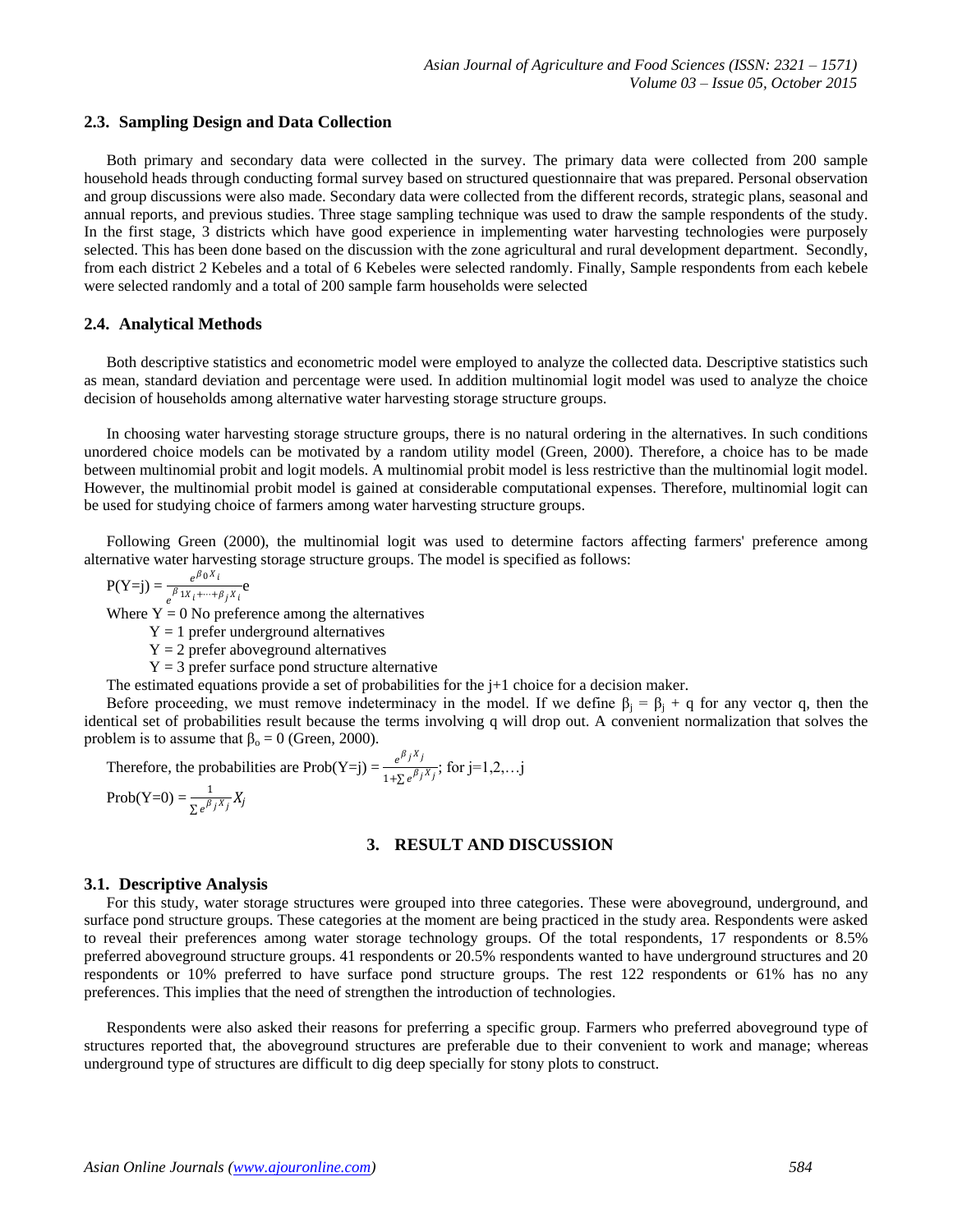### 2.3. Sampling Design and Data Collection

Both primary and secondary data were collected in the survey. The primary data were collected from 200 sample household heads through conducting formal survey based on structured questionnaire that was prepared. Personal observation and group discussions were also made. Secondary data were collected from the different records, strategic plans, seasonal and annual reports, and previous studies. Three stage sampling technique was used to draw the sample respondents of the study. In the first stage, 3 districts which have good experience in implementing water harvesting technologies were purposely selected. This has been done based on the discussion with the zone agricultural and rural development department. Secondly, from each district 2 Kebeles and a total of 6 Kebeles were selected randomly. Finally, Sample respondents from each kebele were selected randomly and a total of 200 sample farm households were selected

### 2.4. Analytical Methods

Both descriptive statistics and econometric model were employed to analyze the collected data. Descriptive statistics such as mean, standard deviation and percentage were used. In addition multinomial logit model was used to analyze the choice decision of households among alternative water harvesting storage structure groups.

In choosing water harvesting storage structure groups, there is no natural ordering in the alternatives. In such conditions unordered choice models can be motivated by a random utility model (Green, 2000). Therefore, a choice has to be made between multinomial probit and logit models. A multinomial probit model is less restrictive than the multinomial logit model. However, the multinomial probit model is gained at considerable computational expenses. Therefore, multinomial logit can be used for studying choice of farmers among water harvesting structure groups.

Following Green (2000), the multinomial logit was used to determine factors affecting farmers' preference among alternative water harvesting storage structure groups. The model is specified as follows:

$$P(Y=j) = \frac{e^{\beta_0 X_i}}{e^{\beta_1 X_i + \cdots + \beta_j X_i}} e$$

Where Y = 0 No preference among the alternatives

Y = 1 prefer underground alternatives

Y = 2 prefer aboveground alternatives

Y = 3 prefer surface pond structure alternative

The estimated equations provide a set of probabilities for the j+1 choice for a decision maker.

Before proceeding, we must remove indeterminacy in the model. If we define $\beta_j = \beta_j + q$ for any vector q, then the identical set of probabilities result because the terms involving q will drop out. A convenient normalization that solves the problem is to assume that $\beta_o = 0$ (Green, 2000).

Therefore, the probabilities are $\text{Prob}(Y=j) = \frac{e^{\beta_j X_j}}{1+\sum e^{\beta_j X_j}}$; for j=1,2,…j

$$\text{Prob}(Y=0) = \frac{1}{\sum e^{\beta_j X_j}} X_j$$

## 3. RESULT AND DISCUSSION

### 3.1. Descriptive Analysis

For this study, water storage structures were grouped into three categories. These were aboveground, underground, and surface pond structure groups. These categories at the moment are being practiced in the study area. Respondents were asked to reveal their preferences among water storage technology groups. Of the total respondents, 17 respondents or 8.5% preferred aboveground structure groups. 41 respondents or 20.5% respondents wanted to have underground structures and 20 respondents or 10% preferred to have surface pond structure groups. The rest 122 respondents or 61% has no any preferences. This implies that the need of strengthen the introduction of technologies.

Respondents were also asked their reasons for preferring a specific group. Farmers who preferred aboveground type of structures reported that, the aboveground structures are preferable due to their convenient to work and manage; whereas underground type of structures are difficult to dig deep specially for stony plots to construct.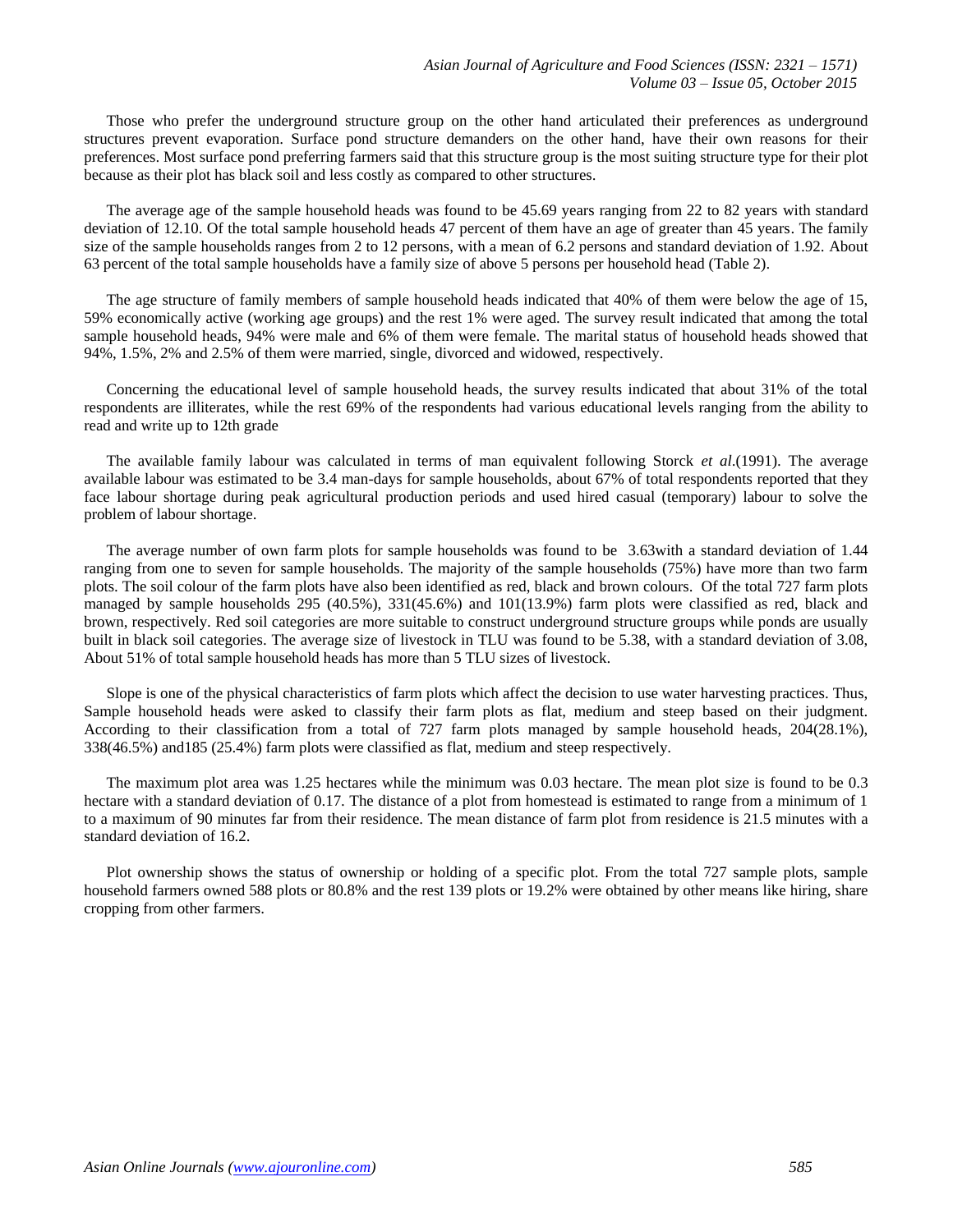Those who prefer the underground structure group on the other hand articulated their preferences as underground structures prevent evaporation. Surface pond structure demanders on the other hand, have their own reasons for their preferences. Most surface pond preferring farmers said that this structure group is the most suiting structure type for their plot because as their plot has black soil and less costly as compared to other structures.

The average age of the sample household heads was found to be 45.69 years ranging from 22 to 82 years with standard deviation of 12.10. Of the total sample household heads 47 percent of them have an age of greater than 45 years. The family size of the sample households ranges from 2 to 12 persons, with a mean of 6.2 persons and standard deviation of 1.92. About 63 percent of the total sample households have a family size of above 5 persons per household head (Table 2).

The age structure of family members of sample household heads indicated that 40% of them were below the age of 15, 59% economically active (working age groups) and the rest 1% were aged. The survey result indicated that among the total sample household heads, 94% were male and 6% of them were female. The marital status of household heads showed that 94%, 1.5%, 2% and 2.5% of them were married, single, divorced and widowed, respectively.

Concerning the educational level of sample household heads, the survey results indicated that about 31% of the total respondents are illiterates, while the rest 69% of the respondents had various educational levels ranging from the ability to read and write up to 12th grade

The available family labour was calculated in terms of man equivalent following Storck *et al*.(1991). The average available labour was estimated to be 3.4 man-days for sample households, about 67% of total respondents reported that they face labour shortage during peak agricultural production periods and used hired casual (temporary) labour to solve the problem of labour shortage.

The average number of own farm plots for sample households was found to be 3.63with a standard deviation of 1.44 ranging from one to seven for sample households. The majority of the sample households (75%) have more than two farm plots. The soil colour of the farm plots have also been identified as red, black and brown colours. Of the total 727 farm plots managed by sample households 295 (40.5%), 331(45.6%) and 101(13.9%) farm plots were classified as red, black and brown, respectively. Red soil categories are more suitable to construct underground structure groups while ponds are usually built in black soil categories. The average size of livestock in TLU was found to be 5.38, with a standard deviation of 3.08, About 51% of total sample household heads has more than 5 TLU sizes of livestock.

Slope is one of the physical characteristics of farm plots which affect the decision to use water harvesting practices. Thus, Sample household heads were asked to classify their farm plots as flat, medium and steep based on their judgment. According to their classification from a total of 727 farm plots managed by sample household heads, 204(28.1%), 338(46.5%) and185 (25.4%) farm plots were classified as flat, medium and steep respectively.

The maximum plot area was 1.25 hectares while the minimum was 0.03 hectare. The mean plot size is found to be 0.3 hectare with a standard deviation of 0.17. The distance of a plot from homestead is estimated to range from a minimum of 1 to a maximum of 90 minutes far from their residence. The mean distance of farm plot from residence is 21.5 minutes with a standard deviation of 16.2.

Plot ownership shows the status of ownership or holding of a specific plot. From the total 727 sample plots, sample household farmers owned 588 plots or 80.8% and the rest 139 plots or 19.2% were obtained by other means like hiring, share cropping from other farmers.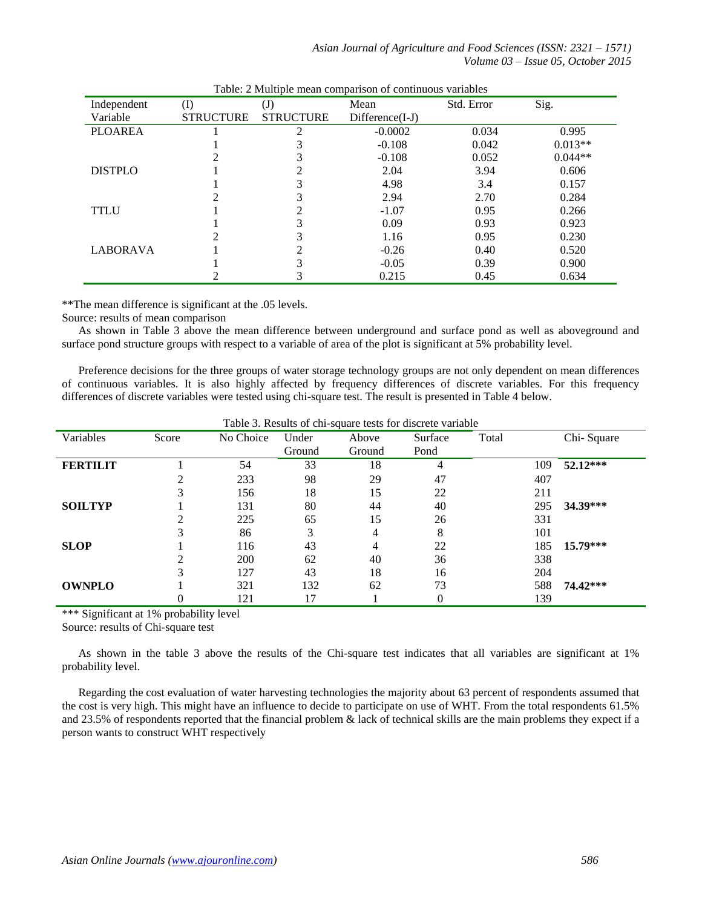Table: 2 Multiple mean comparison of continuous variables

| Independent Variable | (I) STRUCTURE | (J) STRUCTURE | Mean Difference(I-J) | Std. Error | Sig. |
|---|---|---|---|---|---|
| PLOAREA | 1 | 2 | -0.0002 | 0.034 | 0.995 |
| | 1 | 3 | -0.108 | 0.042 | 0.013** |
| | 2 | 3 | -0.108 | 0.052 | 0.044** |
| DISTPLO | 1 | 2 | 2.04 | 3.94 | 0.606 |
| | 1 | 3 | 4.98 | 3.4 | 0.157 |
| | 2 | 3 | 2.94 | 2.70 | 0.284 |
| TTLU | 1 | 2 | -1.07 | 0.95 | 0.266 |
| | 1 | 3 | 0.09 | 0.93 | 0.923 |
| | 2 | 3 | 1.16 | 0.95 | 0.230 |
| LABORAVA | 1 | 2 | -0.26 | 0.40 | 0.520 |
| | 1 | 3 | -0.05 | 0.39 | 0.900 |
| | 2 | 3 | 0.215 | 0.45 | 0.634 |

**The mean difference is significant at the .05 levels.

Source: results of mean comparison

As shown in Table 3 above the mean difference between underground and surface pond as well as aboveground and surface pond structure groups with respect to a variable of area of the plot is significant at 5% probability level.

Preference decisions for the three groups of water storage technology groups are not only dependent on mean differences of continuous variables. It is also highly affected by frequency differences of discrete variables. For this frequency differences of discrete variables were tested using chi-square test. The result is presented in Table 4 below.

Table 3. Results of chi-square tests for discrete variable

| Variables | Score | No Choice | Under Ground | Above Ground | Surface Pond | Total | Chi- Square |
|---|---|---|---|---|---|---|---|
| **FERTILIT** | 1 | 54 | 33 | 18 | 4 | 109 | **52.12*** ** |
| | 2 | 233 | 98 | 29 | 47 | 407 | |
| | 3 | 156 | 18 | 15 | 22 | 211 | |
| **SOILTYP** | 1 | 131 | 80 | 44 | 40 | 295 | **34.39*** ** |
| | 2 | 225 | 65 | 15 | 26 | 331 | |
| | 3 | 86 | 3 | 4 | 8 | 101 | |
| **SLOP** | 1 | 116 | 43 | 4 | 22 | 185 | **15.79*** ** |
| | 2 | 200 | 62 | 40 | 36 | 338 | |
| | 3 | 127 | 43 | 18 | 16 | 204 | |
| **OWNPLO** | 1 | 321 | 132 | 62 | 73 | 588 | **74.42*** ** |
| | 0 | 121 | 17 | 1 | 0 | 139 | |

*** Significant at 1% probability level

Source: results of Chi-square test

As shown in the table 3 above the results of the Chi-square test indicates that all variables are significant at 1% probability level.

Regarding the cost evaluation of water harvesting technologies the majority about 63 percent of respondents assumed that the cost is very high. This might have an influence to decide to participate on use of WHT. From the total respondents 61.5% and 23.5% of respondents reported that the financial problem & lack of technical skills are the main problems they expect if a person wants to construct WHT respectively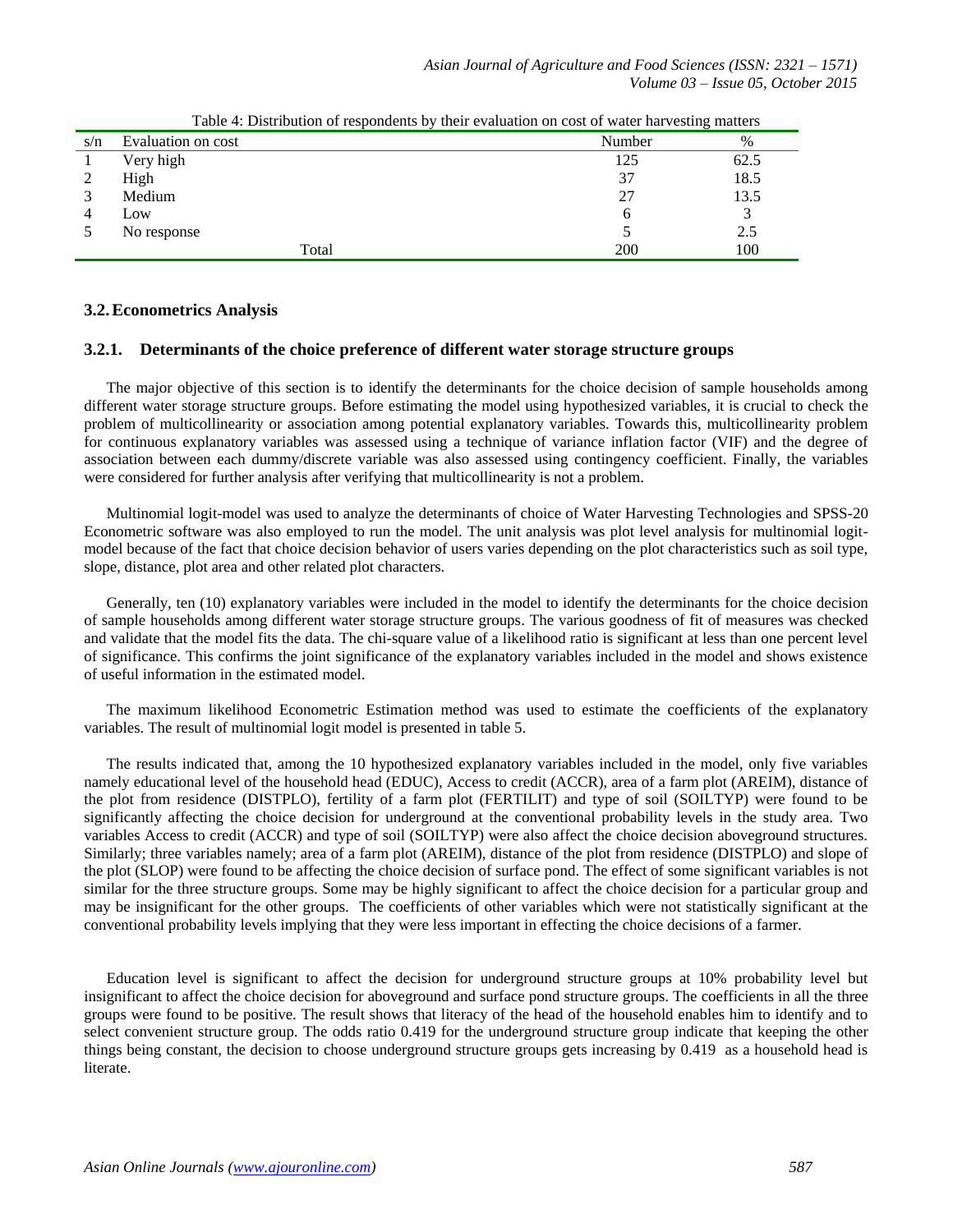Table 4: Distribution of respondents by their evaluation on cost of water harvesting matters

| s/n | Evaluation on cost | Number | % |
|---|---|---|---|
| 1 | Very high | 125 | 62.5 |
| 2 | High | 37 | 18.5 |
| 3 | Medium | 27 | 13.5 |
| 4 | Low | 6 | 3 |
| 5 | No response | 5 | 2.5 |
| | Total | 200 | 100 |

## 3.2. Econometrics Analysis

### 3.2.1. Determinants of the choice preference of different water storage structure groups

The major objective of this section is to identify the determinants for the choice decision of sample households among different water storage structure groups. Before estimating the model using hypothesized variables, it is crucial to check the problem of multicollinearity or association among potential explanatory variables. Towards this, multicollinearity problem for continuous explanatory variables was assessed using a technique of variance inflation factor (VIF) and the degree of association between each dummy/discrete variable was also assessed using contingency coefficient. Finally, the variables were considered for further analysis after verifying that multicollinearity is not a problem.

Multinomial logit-model was used to analyze the determinants of choice of Water Harvesting Technologies and SPSS-20 Econometric software was also employed to run the model. The unit analysis was plot level analysis for multinomial logit-model because of the fact that choice decision behavior of users varies depending on the plot characteristics such as soil type, slope, distance, plot area and other related plot characters.

Generally, ten (10) explanatory variables were included in the model to identify the determinants for the choice decision of sample households among different water storage structure groups. The various goodness of fit of measures was checked and validate that the model fits the data. The chi-square value of a likelihood ratio is significant at less than one percent level of significance. This confirms the joint significance of the explanatory variables included in the model and shows existence of useful information in the estimated model.

The maximum likelihood Econometric Estimation method was used to estimate the coefficients of the explanatory variables. The result of multinomial logit model is presented in table 5.

The results indicated that, among the 10 hypothesized explanatory variables included in the model, only five variables namely educational level of the household head (EDUC), Access to credit (ACCR), area of a farm plot (AREIM), distance of the plot from residence (DISTPLO), fertility of a farm plot (FERTILIT) and type of soil (SOILTYP) were found to be significantly affecting the choice decision for underground at the conventional probability levels in the study area. Two variables Access to credit (ACCR) and type of soil (SOILTYP) were also affect the choice decision aboveground structures. Similarly; three variables namely; area of a farm plot (AREIM), distance of the plot from residence (DISTPLO) and slope of the plot (SLOP) were found to be affecting the choice decision of surface pond. The effect of some significant variables is not similar for the three structure groups. Some may be highly significant to affect the choice decision for a particular group and may be insignificant for the other groups. The coefficients of other variables which were not statistically significant at the conventional probability levels implying that they were less important in effecting the choice decisions of a farmer.

Education level is significant to affect the decision for underground structure groups at 10% probability level but insignificant to affect the choice decision for aboveground and surface pond structure groups. The coefficients in all the three groups were found to be positive. The result shows that literacy of the head of the household enables him to identify and to select convenient structure group. The odds ratio 0.419 for the underground structure group indicate that keeping the other things being constant, the decision to choose underground structure groups gets increasing by 0.419 as a household head is literate.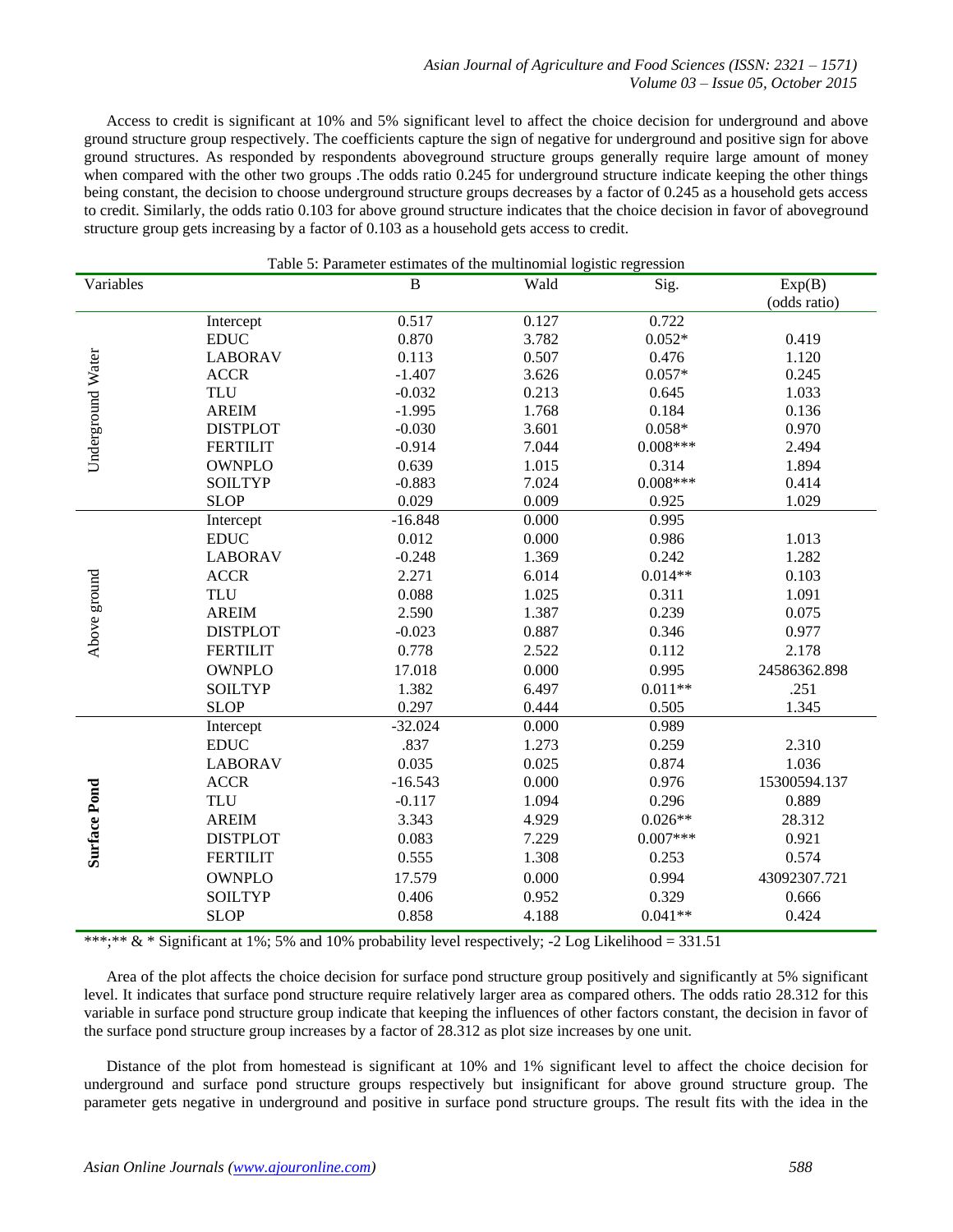Access to credit is significant at 10% and 5% significant level to affect the choice decision for underground and above ground structure group respectively. The coefficients capture the sign of negative for underground and positive sign for above ground structures. As responded by respondents aboveground structure groups generally require large amount of money when compared with the other two groups .The odds ratio 0.245 for underground structure indicate keeping the other things being constant, the decision to choose underground structure groups decreases by a factor of 0.245 as a household gets access to credit. Similarly, the odds ratio 0.103 for above ground structure indicates that the choice decision in favor of aboveground structure group gets increasing by a factor of 0.103 as a household gets access to credit.

Table 5: Parameter estimates of the multinomial logistic regression

| Variables | | B | Wald | Sig. | Exp(B) (odds ratio) |
|---|---|---|---|---|---|
| Underground Water | Intercept | 0.517 | 0.127 | 0.722 | |
| | EDUC | 0.870 | 3.782 | 0.052* | 0.419 |
| | LABORAV | 0.113 | 0.507 | 0.476 | 1.120 |
| | ACCR | -1.407 | 3.626 | 0.057* | 0.245 |
| | TLU | -0.032 | 0.213 | 0.645 | 1.033 |
| | AREIM | -1.995 | 1.768 | 0.184 | 0.136 |
| | DISTPLOT | -0.030 | 3.601 | 0.058* | 0.970 |
| | FERTILIT | -0.914 | 7.044 | 0.008*** | 2.494 |
| | OWNPLO | 0.639 | 1.015 | 0.314 | 1.894 |
| | SOILTYP | -0.883 | 7.024 | 0.008*** | 0.414 |
| | SLOP | 0.029 | 0.009 | 0.925 | 1.029 |
| Above ground | Intercept | -16.848 | 0.000 | 0.995 | |
| | EDUC | 0.012 | 0.000 | 0.986 | 1.013 |
| | LABORAV | -0.248 | 1.369 | 0.242 | 1.282 |
| | ACCR | 2.271 | 6.014 | 0.014** | 0.103 |
| | TLU | 0.088 | 1.025 | 0.311 | 1.091 |
| | AREIM | 2.590 | 1.387 | 0.239 | 0.075 |
| | DISTPLOT | -0.023 | 0.887 | 0.346 | 0.977 |
| | FERTILIT | 0.778 | 2.522 | 0.112 | 2.178 |
| | OWNPLO | 17.018 | 0.000 | 0.995 | 24586362.898 |
| | SOILTYP | 1.382 | 6.497 | 0.011** | .251 |
| | SLOP | 0.297 | 0.444 | 0.505 | 1.345 |
| **Surface Pond** | Intercept | -32.024 | 0.000 | 0.989 | |
| | EDUC | .837 | 1.273 | 0.259 | 2.310 |
| | LABORAV | 0.035 | 0.025 | 0.874 | 1.036 |
| | ACCR | -16.543 | 0.000 | 0.976 | 15300594.137 |
| | TLU | -0.117 | 1.094 | 0.296 | 0.889 |
| | AREIM | 3.343 | 4.929 | 0.026** | 28.312 |
| | DISTPLOT | 0.083 | 7.229 | 0.007*** | 0.921 |
| | FERTILIT | 0.555 | 1.308 | 0.253 | 0.574 |
| | OWNPLO | 17.579 | 0.000 | 0.994 | 43092307.721 |
| | SOILTYP | 0.406 | 0.952 | 0.329 | 0.666 |
| | SLOP | 0.858 | 4.188 | 0.041** | 0.424 |

***;** & * Significant at 1%; 5% and 10% probability level respectively; -2 Log Likelihood = 331.51

Area of the plot affects the choice decision for surface pond structure group positively and significantly at 5% significant level. It indicates that surface pond structure require relatively larger area as compared others. The odds ratio 28.312 for this variable in surface pond structure group indicate that keeping the influences of other factors constant, the decision in favor of the surface pond structure group increases by a factor of 28.312 as plot size increases by one unit.

Distance of the plot from homestead is significant at 10% and 1% significant level to affect the choice decision for underground and surface pond structure groups respectively but insignificant for above ground structure group. The parameter gets negative in underground and positive in surface pond structure groups. The result fits with the idea in the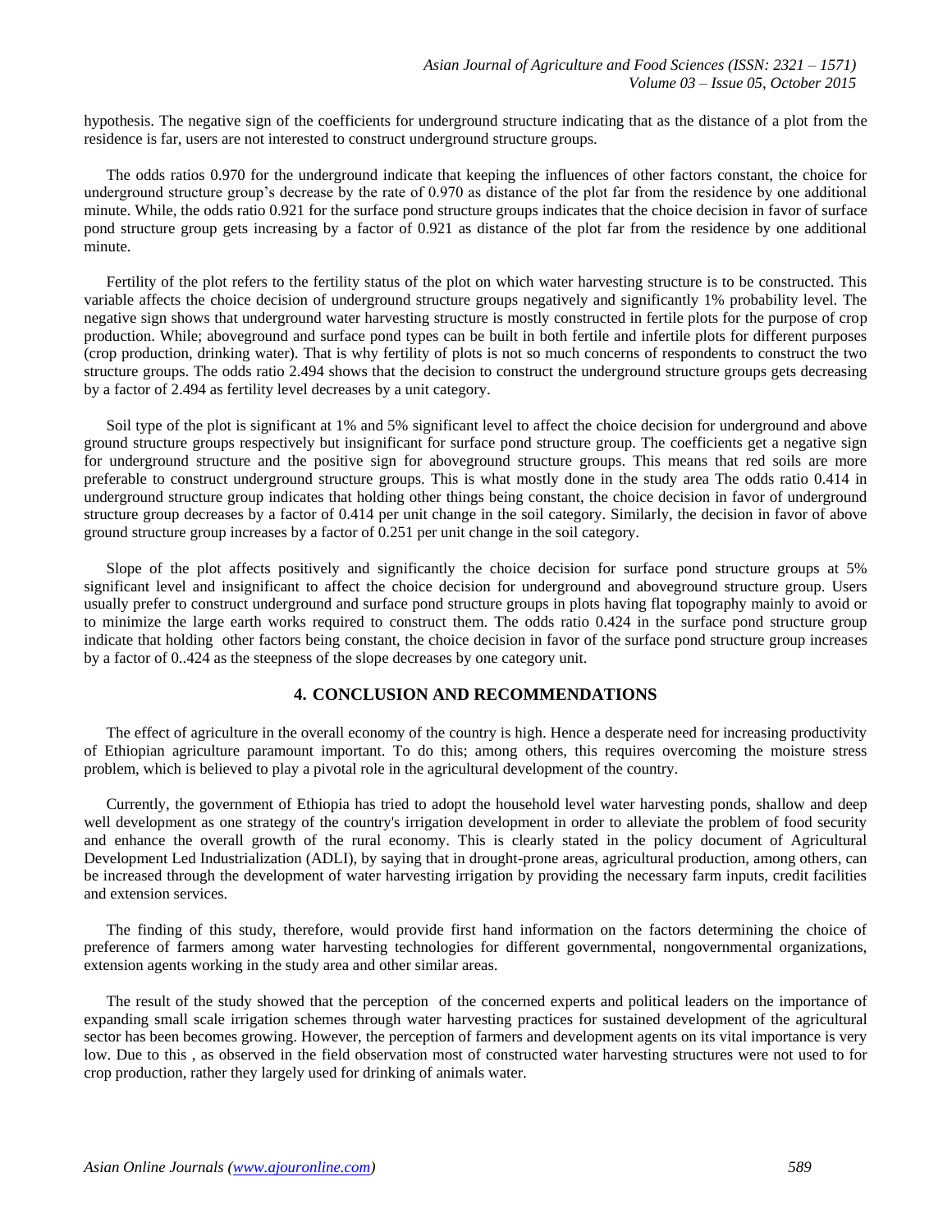hypothesis. The negative sign of the coefficients for underground structure indicating that as the distance of a plot from the residence is far, users are not interested to construct underground structure groups.

The odds ratios 0.970 for the underground indicate that keeping the influences of other factors constant, the choice for underground structure group's decrease by the rate of 0.970 as distance of the plot far from the residence by one additional minute. While, the odds ratio 0.921 for the surface pond structure groups indicates that the choice decision in favor of surface pond structure group gets increasing by a factor of 0.921 as distance of the plot far from the residence by one additional minute.

Fertility of the plot refers to the fertility status of the plot on which water harvesting structure is to be constructed. This variable affects the choice decision of underground structure groups negatively and significantly 1% probability level. The negative sign shows that underground water harvesting structure is mostly constructed in fertile plots for the purpose of crop production. While; aboveground and surface pond types can be built in both fertile and infertile plots for different purposes (crop production, drinking water). That is why fertility of plots is not so much concerns of respondents to construct the two structure groups. The odds ratio 2.494 shows that the decision to construct the underground structure groups gets decreasing by a factor of 2.494 as fertility level decreases by a unit category.

Soil type of the plot is significant at 1% and 5% significant level to affect the choice decision for underground and above ground structure groups respectively but insignificant for surface pond structure group. The coefficients get a negative sign for underground structure and the positive sign for aboveground structure groups. This means that red soils are more preferable to construct underground structure groups. This is what mostly done in the study area The odds ratio 0.414 in underground structure group indicates that holding other things being constant, the choice decision in favor of underground structure group decreases by a factor of 0.414 per unit change in the soil category. Similarly, the decision in favor of above ground structure group increases by a factor of 0.251 per unit change in the soil category.

Slope of the plot affects positively and significantly the choice decision for surface pond structure groups at 5% significant level and insignificant to affect the choice decision for underground and aboveground structure group. Users usually prefer to construct underground and surface pond structure groups in plots having flat topography mainly to avoid or to minimize the large earth works required to construct them. The odds ratio 0.424 in the surface pond structure group indicate that holding other factors being constant, the choice decision in favor of the surface pond structure group increases by a factor of 0..424 as the steepness of the slope decreases by one category unit.

## 4. CONCLUSION AND RECOMMENDATIONS

The effect of agriculture in the overall economy of the country is high. Hence a desperate need for increasing productivity of Ethiopian agriculture paramount important. To do this; among others, this requires overcoming the moisture stress problem, which is believed to play a pivotal role in the agricultural development of the country.

Currently, the government of Ethiopia has tried to adopt the household level water harvesting ponds, shallow and deep well development as one strategy of the country's irrigation development in order to alleviate the problem of food security and enhance the overall growth of the rural economy. This is clearly stated in the policy document of Agricultural Development Led Industrialization (ADLI), by saying that in drought-prone areas, agricultural production, among others, can be increased through the development of water harvesting irrigation by providing the necessary farm inputs, credit facilities and extension services.

The finding of this study, therefore, would provide first hand information on the factors determining the choice of preference of farmers among water harvesting technologies for different governmental, nongovernmental organizations, extension agents working in the study area and other similar areas.

The result of the study showed that the perception of the concerned experts and political leaders on the importance of expanding small scale irrigation schemes through water harvesting practices for sustained development of the agricultural sector has been becomes growing. However, the perception of farmers and development agents on its vital importance is very low. Due to this , as observed in the field observation most of constructed water harvesting structures were not used to for crop production, rather they largely used for drinking of animals water.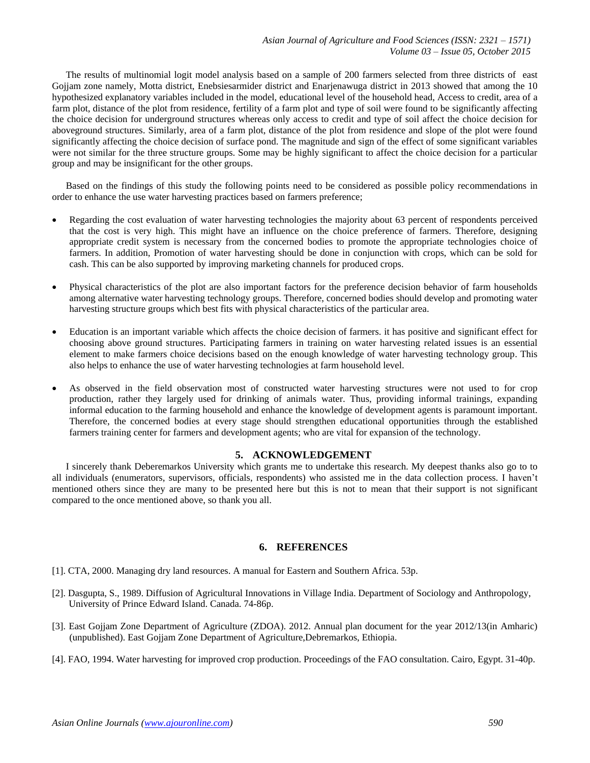The results of multinomial logit model analysis based on a sample of 200 farmers selected from three districts of east Gojjam zone namely, Motta district, Enebsiesarmider district and Enarjenawuga district in 2013 showed that among the 10 hypothesized explanatory variables included in the model, educational level of the household head, Access to credit, area of a farm plot, distance of the plot from residence, fertility of a farm plot and type of soil were found to be significantly affecting the choice decision for underground structures whereas only access to credit and type of soil affect the choice decision for aboveground structures. Similarly, area of a farm plot, distance of the plot from residence and slope of the plot were found significantly affecting the choice decision of surface pond. The magnitude and sign of the effect of some significant variables were not similar for the three structure groups. Some may be highly significant to affect the choice decision for a particular group and may be insignificant for the other groups.

Based on the findings of this study the following points need to be considered as possible policy recommendations in order to enhance the use water harvesting practices based on farmers preference;

- Regarding the cost evaluation of water harvesting technologies the majority about 63 percent of respondents perceived that the cost is very high. This might have an influence on the choice preference of farmers. Therefore, designing appropriate credit system is necessary from the concerned bodies to promote the appropriate technologies choice of farmers. In addition, Promotion of water harvesting should be done in conjunction with crops, which can be sold for cash. This can be also supported by improving marketing channels for produced crops.

- Physical characteristics of the plot are also important factors for the preference decision behavior of farm households among alternative water harvesting technology groups. Therefore, concerned bodies should develop and promoting water harvesting structure groups which best fits with physical characteristics of the particular area.

- Education is an important variable which affects the choice decision of farmers. it has positive and significant effect for choosing above ground structures. Participating farmers in training on water harvesting related issues is an essential element to make farmers choice decisions based on the enough knowledge of water harvesting technology group. This also helps to enhance the use of water harvesting technologies at farm household level.

- As observed in the field observation most of constructed water harvesting structures were not used to for crop production, rather they largely used for drinking of animals water. Thus, providing informal trainings, expanding informal education to the farming household and enhance the knowledge of development agents is paramount important. Therefore, the concerned bodies at every stage should strengthen educational opportunities through the established farmers training center for farmers and development agents; who are vital for expansion of the technology.

## 5. ACKNOWLEDGEMENT

I sincerely thank Deberemarkos University which grants me to undertake this research. My deepest thanks also go to to all individuals (enumerators, supervisors, officials, respondents) who assisted me in the data collection process. I haven't mentioned others since they are many to be presented here but this is not to mean that their support is not significant compared to the once mentioned above, so thank you all.

## 6. REFERENCES

[1]. CTA, 2000. Managing dry land resources. A manual for Eastern and Southern Africa. 53p.

[2]. Dasgupta, S., 1989. Diffusion of Agricultural Innovations in Village India. Department of Sociology and Anthropology, University of Prince Edward Island. Canada. 74-86p.

[3]. East Gojjam Zone Department of Agriculture (ZDOA). 2012. Annual plan document for the year 2012/13(in Amharic) (unpublished). East Gojjam Zone Department of Agriculture,Debremarkos, Ethiopia.

[4]. FAO, 1994. Water harvesting for improved crop production. Proceedings of the FAO consultation. Cairo, Egypt. 31-40p.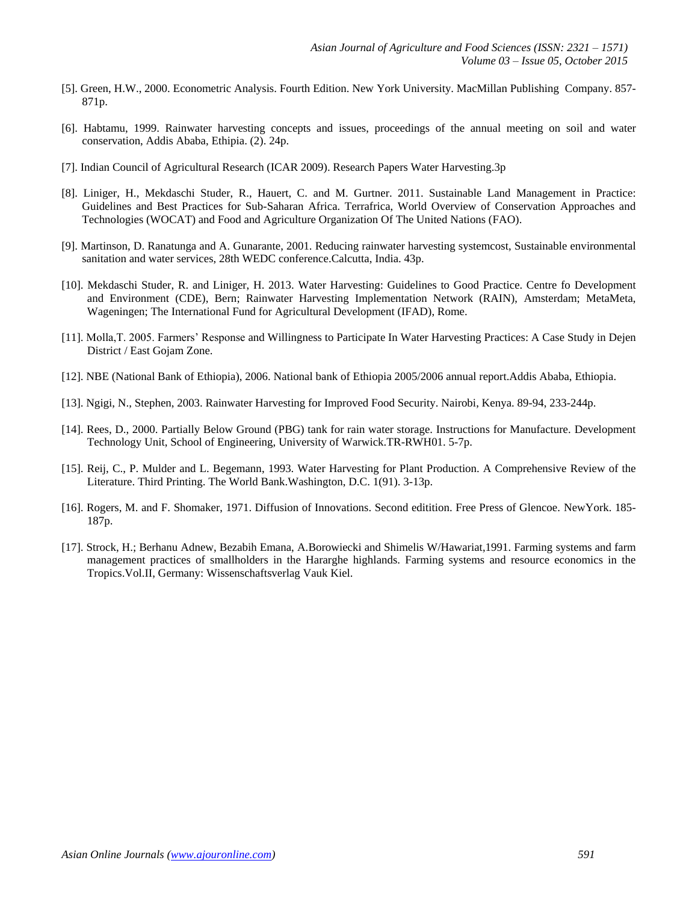[5]. Green, H.W., 2000. Econometric Analysis. Fourth Edition. New York University. MacMillan Publishing Company. 857-871p.

[6]. Habtamu, 1999. Rainwater harvesting concepts and issues, proceedings of the annual meeting on soil and water conservation, Addis Ababa, Ethipia. (2). 24p.

[7]. Indian Council of Agricultural Research (ICAR 2009). Research Papers Water Harvesting.3p

[8]. Liniger, H., Mekdaschi Studer, R., Hauert, C. and M. Gurtner. 2011. Sustainable Land Management in Practice: Guidelines and Best Practices for Sub-Saharan Africa. Terrafrica, World Overview of Conservation Approaches and Technologies (WOCAT) and Food and Agriculture Organization Of The United Nations (FAO).

[9]. Martinson, D. Ranatunga and A. Gunarante, 2001. Reducing rainwater harvesting systemcost, Sustainable environmental sanitation and water services, 28th WEDC conference.Calcutta, India. 43p.

[10]. Mekdaschi Studer, R. and Liniger, H. 2013. Water Harvesting: Guidelines to Good Practice. Centre fo Development and Environment (CDE), Bern; Rainwater Harvesting Implementation Network (RAIN), Amsterdam; MetaMeta, Wageningen; The International Fund for Agricultural Development (IFAD), Rome.

[11]. Molla,T. 2005. Farmers' Response and Willingness to Participate In Water Harvesting Practices: A Case Study in Dejen District / East Gojam Zone.

[12]. NBE (National Bank of Ethiopia), 2006. National bank of Ethiopia 2005/2006 annual report.Addis Ababa, Ethiopia.

[13]. Ngigi, N., Stephen, 2003. Rainwater Harvesting for Improved Food Security. Nairobi, Kenya. 89-94, 233-244p.

[14]. Rees, D., 2000. Partially Below Ground (PBG) tank for rain water storage. Instructions for Manufacture. Development Technology Unit, School of Engineering, University of Warwick.TR-RWH01. 5-7p.

[15]. Reij, C., P. Mulder and L. Begemann, 1993. Water Harvesting for Plant Production. A Comprehensive Review of the Literature. Third Printing. The World Bank.Washington, D.C. 1(91). 3-13p.

[16]. Rogers, M. and F. Shomaker, 1971. Diffusion of Innovations. Second editition. Free Press of Glencoe. NewYork. 185-187p.

[17]. Strock, H.; Berhanu Adnew, Bezabih Emana, A.Borowiecki and Shimelis W/Hawariat,1991. Farming systems and farm management practices of smallholders in the Hararghe highlands. Farming systems and resource economics in the Tropics.Vol.II, Germany: Wissenschaftsverlag Vauk Kiel.